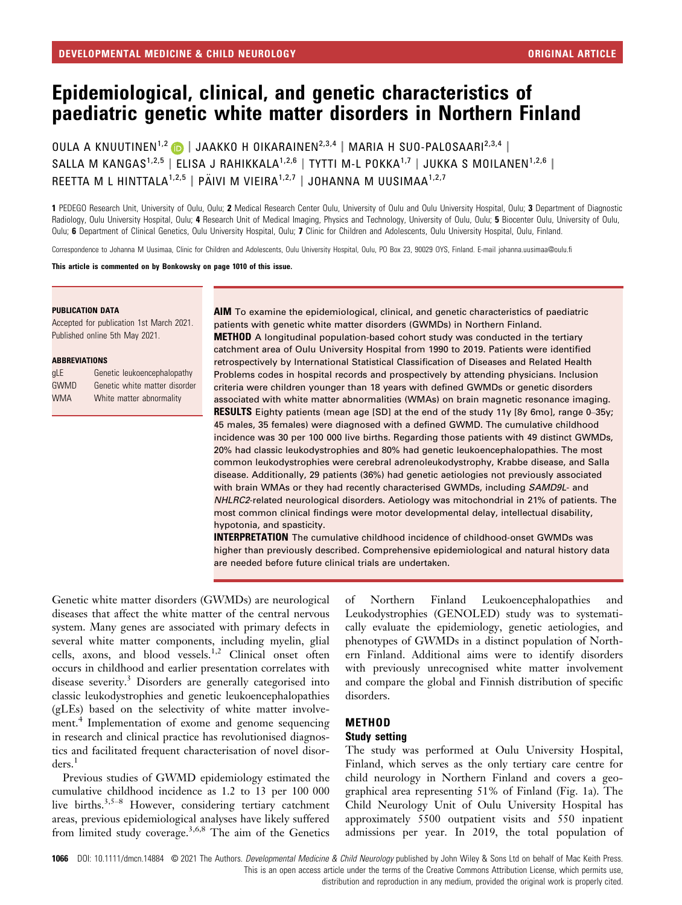DEVELOPMENTAL MEDICINE & CHILD NEUROLOGY — ORIGINAL ARTICLE

# Epidemiological, clinical, and genetic characteristics of paediatric genetic white matter disorders in Northern Finland

OULA A KNUUTINEN[1,2] | JAAKKO H OIKARAINEN[2,3,4] | MARIA H SUO-PALOSAARI[2,3,4] | SALLA M KANGAS[1,2,5] | ELISA J RAHIKKALA[1,2,6] | TYTTI M-L POKKA[1,7] | JUKKA S MOILANEN[1,2,6] | REETTA M L HINTTALA[1,2,5] | PÄIVI M VIEIRA[1,2,7] | JOHANNA M UUSIMAA[1,2,7]

**1** PEDEGO Research Unit, University of Oulu, Oulu; **2** Medical Research Center Oulu, University of Oulu and Oulu University Hospital, Oulu; **3** Department of Diagnostic Radiology, Oulu University Hospital, Oulu; **4** Research Unit of Medical Imaging, Physics and Technology, University of Oulu, Oulu; **5** Biocenter Oulu, University of Oulu, Oulu; **6** Department of Clinical Genetics, Oulu University Hospital, Oulu; **7** Clinic for Children and Adolescents, Oulu University Hospital, Oulu, Finland.

Correspondence to Johanna M Uusimaa, Clinic for Children and Adolescents, Oulu University Hospital, Oulu, PO Box 23, 90029 OYS, Finland. E-mail johanna.uusimaa@oulu.fi

**This article is commented on by Bonkowsky on page 1010 of this issue.**

**PUBLICATION DATA**

Accepted for publication 1st March 2021.
Published online 5th May 2021.

**ABBREVIATIONS**

| | |
|---|---|
| gLE | Genetic leukoencephalopathy |
| GWMD | Genetic white matter disorder |
| WMA | White matter abnormality |

**AIM** To examine the epidemiological, clinical, and genetic characteristics of paediatric patients with genetic white matter disorders (GWMDs) in Northern Finland.

**METHOD** A longitudinal population-based cohort study was conducted in the tertiary catchment area of Oulu University Hospital from 1990 to 2019. Patients were identified retrospectively by International Statistical Classification of Diseases and Related Health Problems codes in hospital records and prospectively by attending physicians. Inclusion criteria were children younger than 18 years with defined GWMDs or genetic disorders associated with white matter abnormalities (WMAs) on brain magnetic resonance imaging.

**RESULTS** Eighty patients (mean age [SD] at the end of the study 11y [8y 6mo], range 0–35y; 45 males, 35 females) were diagnosed with a defined GWMD. The cumulative childhood incidence was 30 per 100 000 live births. Regarding those patients with 49 distinct GWMDs, 20% had classic leukodystrophies and 80% had genetic leukoencephalopathies. The most common leukodystrophies were cerebral adrenoleukodystrophy, Krabbe disease, and Salla disease. Additionally, 29 patients (36%) had genetic aetiologies not previously associated with brain WMAs or they had recently characterised GWMDs, including *SAMD9L*- and *NHLRC2*-related neurological disorders. Aetiology was mitochondrial in 21% of patients. The most common clinical findings were motor developmental delay, intellectual disability, hypotonia, and spasticity.

**INTERPRETATION** The cumulative childhood incidence of childhood-onset GWMDs was higher than previously described. Comprehensive epidemiological and natural history data are needed before future clinical trials are undertaken.

Genetic white matter disorders (GWMDs) are neurological diseases that affect the white matter of the central nervous system. Many genes are associated with primary defects in several white matter components, including myelin, glial cells, axons, and blood vessels.[1,2] Clinical onset often occurs in childhood and earlier presentation correlates with disease severity.[3] Disorders are generally categorised into classic leukodystrophies and genetic leukoencephalopathies (gLEs) based on the selectivity of white matter involvement.[4] Implementation of exome and genome sequencing in research and clinical practice has revolutionised diagnostics and facilitated frequent characterisation of novel disorders.[1]

Previous studies of GWMD epidemiology estimated the cumulative childhood incidence as 1.2 to 13 per 100 000 live births.[3,5–8] However, considering tertiary catchment areas, previous epidemiological analyses have likely suffered from limited study coverage.[3,6,8] The aim of the Genetics of Northern Finland Leukoencephalopathies and Leukodystrophies (GENOLED) study was to systematically evaluate the epidemiology, genetic aetiologies, and phenotypes of GWMDs in a distinct population of Northern Finland. Additional aims were to identify disorders with previously unrecognised white matter involvement and compare the global and Finnish distribution of specific disorders.

## METHOD

### Study setting

The study was performed at Oulu University Hospital, Finland, which serves as the only tertiary care centre for child neurology in Northern Finland and covers a geographical area representing 51% of Finland (Fig. 1a). The Child Neurology Unit of Oulu University Hospital has approximately 5500 outpatient visits and 550 inpatient admissions per year. In 2019, the total population of

DOI: 10.1111/dmcn.14884 © 2021 The Authors. *Developmental Medicine & Child Neurology* published by John Wiley & Sons Ltd on behalf of Mac Keith Press. This is an open access article under the terms of the Creative Commons Attribution License, which permits use, distribution and reproduction in any medium, provided the original work is properly cited.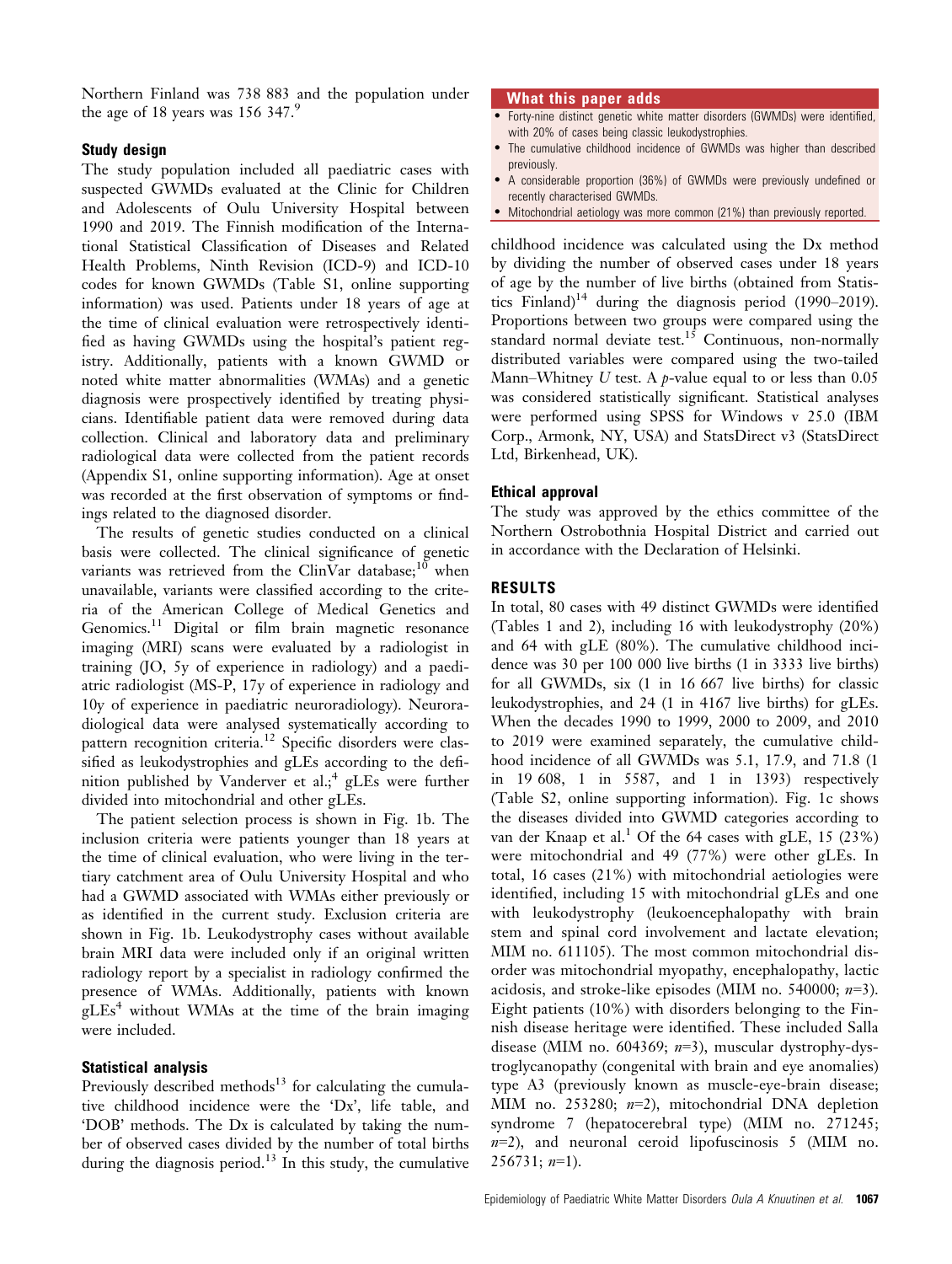Northern Finland was 738 883 and the population under the age of 18 years was 156 347.[9]

### Study design

The study population included all paediatric cases with suspected GWMDs evaluated at the Clinic for Children and Adolescents of Oulu University Hospital between 1990 and 2019. The Finnish modification of the International Statistical Classification of Diseases and Related Health Problems, Ninth Revision (ICD-9) and ICD-10 codes for known GWMDs (Table S1, online supporting information) was used. Patients under 18 years of age at the time of clinical evaluation were retrospectively identified as having GWMDs using the hospital's patient registry. Additionally, patients with a known GWMD or noted white matter abnormalities (WMAs) and a genetic diagnosis were prospectively identified by treating physicians. Identifiable patient data were removed during data collection. Clinical and laboratory data and preliminary radiological data were collected from the patient records (Appendix S1, online supporting information). Age at onset was recorded at the first observation of symptoms or findings related to the diagnosed disorder.

The results of genetic studies conducted on a clinical basis were collected. The clinical significance of genetic variants was retrieved from the ClinVar database;[10] when unavailable, variants were classified according to the criteria of the American College of Medical Genetics and Genomics.[11] Digital or film brain magnetic resonance imaging (MRI) scans were evaluated by a radiologist in training (JO, 5y of experience in radiology) and a paediatric radiologist (MS-P, 17y of experience in radiology and 10y of experience in paediatric neuroradiology). Neuroradiological data were analysed systematically according to pattern recognition criteria.[12] Specific disorders were classified as leukodystrophies and gLEs according to the definition published by Vanderver et al.;[4] gLEs were further divided into mitochondrial and other gLEs.

The patient selection process is shown in Fig. 1b. The inclusion criteria were patients younger than 18 years at the time of clinical evaluation, who were living in the tertiary catchment area of Oulu University Hospital and who had a GWMD associated with WMAs either previously or as identified in the current study. Exclusion criteria are shown in Fig. 1b. Leukodystrophy cases without available brain MRI data were included only if an original written radiology report by a specialist in radiology confirmed the presence of WMAs. Additionally, patients with known gLEs[4] without WMAs at the time of the brain imaging were included.

### Statistical analysis

Previously described methods[13] for calculating the cumulative childhood incidence were the 'Dx', life table, and 'DOB' methods. The Dx is calculated by taking the number of observed cases divided by the number of total births during the diagnosis period.[13] In this study, the cumulative childhood incidence was calculated using the Dx method by dividing the number of observed cases under 18 years of age by the number of live births (obtained from Statistics Finland)[14] during the diagnosis period (1990–2019). Proportions between two groups were compared using the standard normal deviate test.[15] Continuous, non-normally distributed variables were compared using the two-tailed Mann–Whitney *U* test. A *p*-value equal to or less than 0.05 was considered statistically significant. Statistical analyses were performed using SPSS for Windows v 25.0 (IBM Corp., Armonk, NY, USA) and StatsDirect v3 (StatsDirect Ltd, Birkenhead, UK).

### Ethical approval

The study was approved by the ethics committee of the Northern Ostrobothnia Hospital District and carried out in accordance with the Declaration of Helsinki.

> **What this paper adds**
> - Forty-nine distinct genetic white matter disorders (GWMDs) were identified, with 20% of cases being classic leukodystrophies.
> - The cumulative childhood incidence of GWMDs was higher than described previously.
> - A considerable proportion (36%) of GWMDs were previously undefined or recently characterised GWMDs.
> - Mitochondrial aetiology was more common (21%) than previously reported.

## RESULTS

In total, 80 cases with 49 distinct GWMDs were identified (Tables 1 and 2), including 16 with leukodystrophy (20%) and 64 with gLE (80%). The cumulative childhood incidence was 30 per 100 000 live births (1 in 3333 live births) for all GWMDs, six (1 in 16 667 live births) for classic leukodystrophies, and 24 (1 in 4167 live births) for gLEs. When the decades 1990 to 1999, 2000 to 2009, and 2010 to 2019 were examined separately, the cumulative childhood incidence of all GWMDs was 5.1, 17.9, and 71.8 (1 in 19 608, 1 in 5587, and 1 in 1393) respectively (Table S2, online supporting information). Fig. 1c shows the diseases divided into GWMD categories according to van der Knaap et al.[1] Of the 64 cases with gLE, 15 (23%) were mitochondrial and 49 (77%) were other gLEs. In total, 16 cases (21%) with mitochondrial aetiologies were identified, including 15 with mitochondrial gLEs and one with leukodystrophy (leukoencephalopathy with brain stem and spinal cord involvement and lactate elevation; MIM no. 611105). The most common mitochondrial disorder was mitochondrial myopathy, encephalopathy, lactic acidosis, and stroke-like episodes (MIM no. 540000; *n*=3). Eight patients (10%) with disorders belonging to the Finnish disease heritage were identified. These included Salla disease (MIM no. 604369; *n*=3), muscular dystrophy-dystroglycanopathy (congenital with brain and eye anomalies) type A3 (previously known as muscle-eye-brain disease; MIM no. 253280; *n*=2), mitochondrial DNA depletion syndrome 7 (hepatocerebral type) (MIM no. 271245; *n*=2), and neuronal ceroid lipofuscinosis 5 (MIM no. 256731; *n*=1).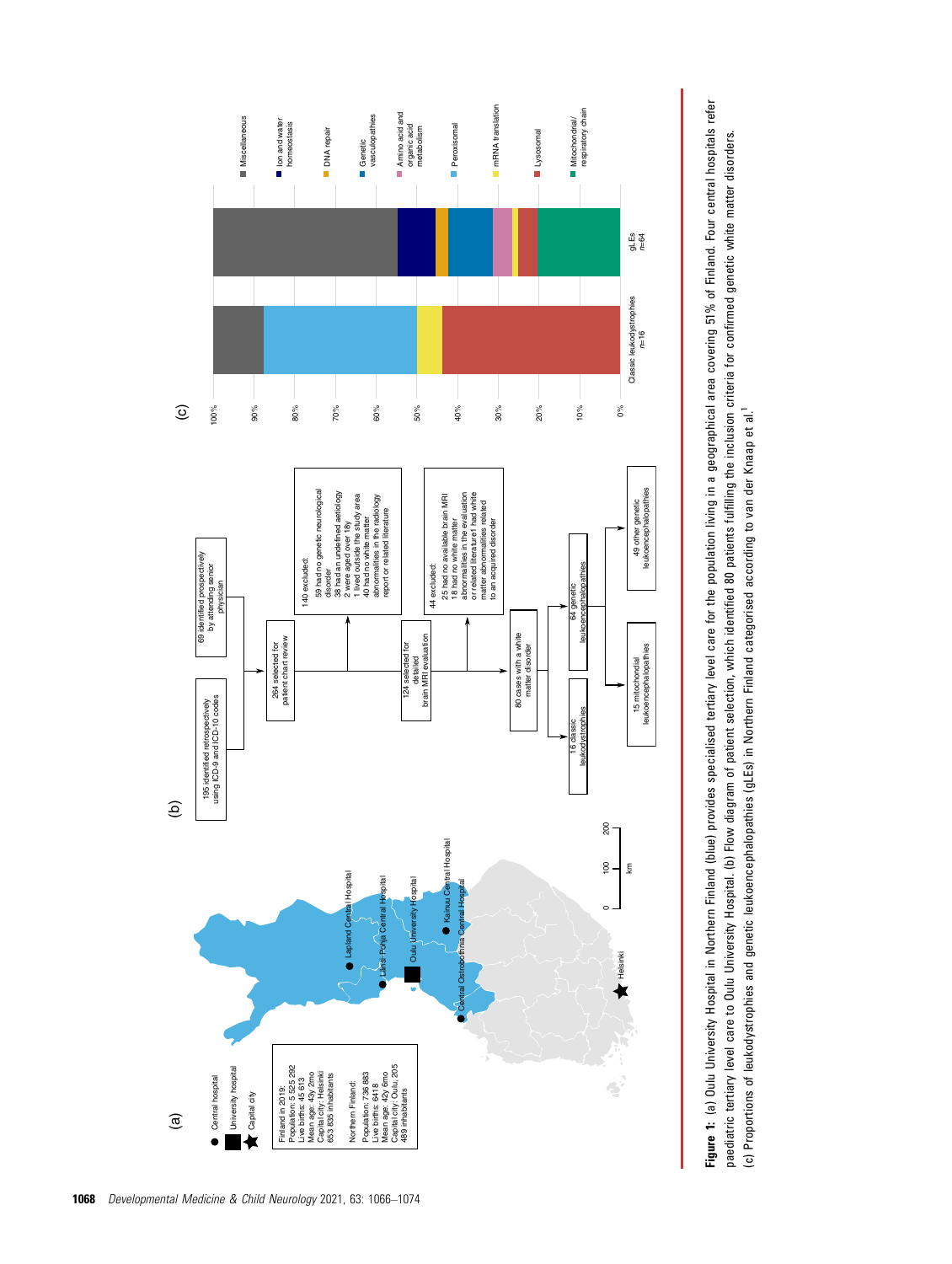(a)

- Central hospital
- University hospital
- Capital city

Finland in 2019:
Population: 5 525 292
Live births: 45 613
Mean age: 43y 2mo
Capital city: Helsinki
653 835 inhabitants

Northern Finland:
Population: 736 883
Live births: 6418
Mean age: 42y 6mo
Capital city: Oulu, 205 489 inhabitants

Lapland Central Hospital; Länsi-Pohja Central Hospital; Oulu University Hospital; Kainuu Central Hospital; Central Ostrobothnia Central Hospital; Helsinki

0 100 200 km

(b)

- 195 identified retrospectively using ICD-9 and ICD-10 codes
- 69 identified prospectively by attending senior physician
- 264 selected for patient chart review
- 140 excluded:
  - 59 had no genetic neurological disorder
  - 38 had an undefined aetiology
  - 2 were aged over 18y
  - 1 lived outside the study area
  - 40 had no white matter abnormalities in the radiology report or related literature
- 124 selected for detailed brain MRI evaluation
- 44 excluded:
  - 25 had no available brain MRI
  - 18 had no white matter abnormalities in the evaluation or related literature
  - 1 had white matter abnormalities related to an acquired disorder
- 80 cases with a white matter disorder
- 16 classic leukodystrophies
- 64 genetic leukoencephalopathies
- 15 mitochondrial leukoencephalopathies
- 49 other genetic leukoencephalopathies

(c)

Classic leukodystrophies n=16; gLEs n=64

Legend: Miscellaneous; Ion and water homeostasis; DNA repair; Genetic vasculopathies; Amino acid and organic acid metabolism; Peroxisomal; mRNA translation; Lysosomal; Mitochondrial/respiratory chain

**Figure 1:** (a) Oulu University Hospital in Northern Finland (blue) provides specialised tertiary level care for the population living in a geographical area covering 51% of Finland. Four central hospitals refer paediatric tertiary level care to Oulu University Hospital. (b) Flow diagram of patient selection, which identified 80 patients fulfilling the inclusion criteria for confirmed genetic white matter disorders. (c) Proportions of leukodystrophies and genetic leukoencephalopathies (gLEs) in Northern Finland categorised according to van der Knaap et al.[1]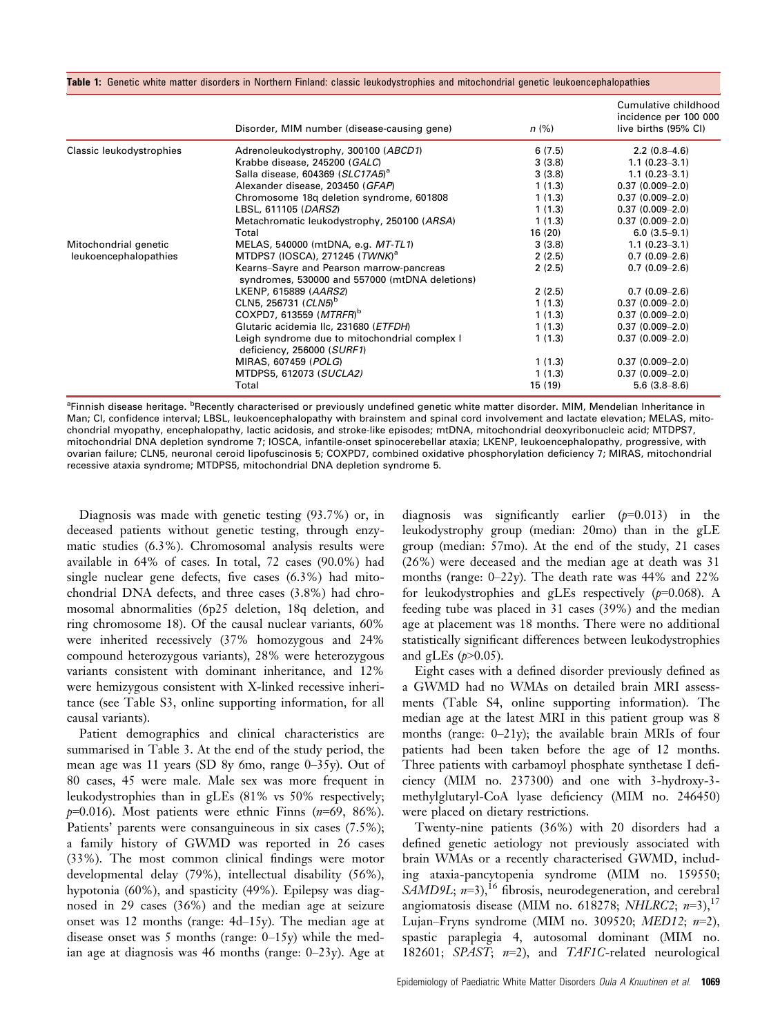**Table 1:** Genetic white matter disorders in Northern Finland: classic leukodystrophies and mitochondrial genetic leukoencephalopathies

| | Disorder, MIM number (disease-causing gene) | *n* (%) | Cumulative childhood incidence per 100 000 live births (95% CI) |
|---|---|---|---|
| Classic leukodystrophies | Adrenoleukodystrophy, 300100 (*ABCD1*) | 6 (7.5) | 2.2 (0.8–4.6) |
| | Krabbe disease, 245200 (*GALC*) | 3 (3.8) | 1.1 (0.23–3.1) |
| | Salla disease, 604369 (*SLC17A5*)[a] | 3 (3.8) | 1.1 (0.23–3.1) |
| | Alexander disease, 203450 (*GFAP*) | 1 (1.3) | 0.37 (0.009–2.0) |
| | Chromosome 18q deletion syndrome, 601808 | 1 (1.3) | 0.37 (0.009–2.0) |
| | LBSL, 611105 (*DARS2*) | 1 (1.3) | 0.37 (0.009–2.0) |
| | Metachromatic leukodystrophy, 250100 (*ARSA*) | 1 (1.3) | 0.37 (0.009–2.0) |
| | Total | 16 (20) | 6.0 (3.5–9.1) |
| Mitochondrial genetic leukoencephalopathies | MELAS, 540000 (mtDNA, e.g. *MT-TL1*) | 3 (3.8) | 1.1 (0.23–3.1) |
| | MTDPS7 (IOSCA), 271245 (*TWNK*)[a] | 2 (2.5) | 0.7 (0.09–2.6) |
| | Kearns–Sayre and Pearson marrow-pancreas syndromes, 530000 and 557000 (mtDNA deletions) | 2 (2.5) | 0.7 (0.09–2.6) |
| | LKENP, 615889 (*AARS2*) | 2 (2.5) | 0.7 (0.09–2.6) |
| | CLN5, 256731 (*CLN5*)[b] | 1 (1.3) | 0.37 (0.009–2.0) |
| | COXPD7, 613559 (*MTRFR*)[b] | 1 (1.3) | 0.37 (0.009–2.0) |
| | Glutaric acidemia IIc, 231680 (*ETFDH*) | 1 (1.3) | 0.37 (0.009–2.0) |
| | Leigh syndrome due to mitochondrial complex I deficiency, 256000 (*SURF1*) | 1 (1.3) | 0.37 (0.009–2.0) |
| | MIRAS, 607459 (*POLG*) | 1 (1.3) | 0.37 (0.009–2.0) |
| | MTDPS5, 612073 (*SUCLA2*) | 1 (1.3) | 0.37 (0.009–2.0) |
| | Total | 15 (19) | 5.6 (3.8–8.6) |

[a]Finnish disease heritage. [b]Recently characterised or previously undefined genetic white matter disorder. MIM, Mendelian Inheritance in Man; CI, confidence interval; LBSL, leukoencephalopathy with brainstem and spinal cord involvement and lactate elevation; MELAS, mitochondrial myopathy, encephalopathy, lactic acidosis, and stroke-like episodes; mtDNA, mitochondrial deoxyribonucleic acid; MTDPS7, mitochondrial DNA depletion syndrome 7; IOSCA, infantile-onset spinocerebellar ataxia; LKENP, leukoencephalopathy, progressive, with ovarian failure; CLN5, neuronal ceroid lipofuscinosis 5; COXPD7, combined oxidative phosphorylation deficiency 7; MIRAS, mitochondrial recessive ataxia syndrome; MTDPS5, mitochondrial DNA depletion syndrome 5.

Diagnosis was made with genetic testing (93.7%) or, in deceased patients without genetic testing, through enzymatic studies (6.3%). Chromosomal analysis results were available in 64% of cases. In total, 72 cases (90.0%) had single nuclear gene defects, five cases (6.3%) had mitochondrial DNA defects, and three cases (3.8%) had chromosomal abnormalities (6p25 deletion, 18q deletion, and ring chromosome 18). Of the causal nuclear variants, 60% were inherited recessively (37% homozygous and 24% compound heterozygous variants), 28% were heterozygous variants consistent with dominant inheritance, and 12% were hemizygous consistent with X-linked recessive inheritance (see Table S3, online supporting information, for all causal variants).

Patient demographics and clinical characteristics are summarised in Table 3. At the end of the study period, the mean age was 11 years (SD 8y 6mo, range 0–35y). Out of 80 cases, 45 were male. Male sex was more frequent in leukodystrophies than in gLEs (81% vs 50% respectively; $p$=0.016). Most patients were ethnic Finns ($n$=69, 86%). Patients' parents were consanguineous in six cases (7.5%); a family history of GWMD was reported in 26 cases (33%). The most common clinical findings were motor developmental delay (79%), intellectual disability (56%), hypotonia (60%), and spasticity (49%). Epilepsy was diagnosed in 29 cases (36%) and the median age at seizure onset was 12 months (range: 4d–15y). The median age at disease onset was 5 months (range: 0–15y) while the median age at diagnosis was 46 months (range: 0–23y). Age at diagnosis was significantly earlier ($p$=0.013) in the leukodystrophy group (median: 20mo) than in the gLE group (median: 57mo). At the end of the study, 21 cases (26%) were deceased and the median age at death was 31 months (range: 0–22y). The death rate was 44% and 22% for leukodystrophies and gLEs respectively ($p$=0.068). A feeding tube was placed in 31 cases (39%) and the median age at placement was 18 months. There were no additional statistically significant differences between leukodystrophies and gLEs ($p$>0.05).

Eight cases with a defined disorder previously defined as a GWMD had no WMAs on detailed brain MRI assessments (Table S4, online supporting information). The median age at the latest MRI in this patient group was 8 months (range: 0–21y); the available brain MRIs of four patients had been taken before the age of 12 months. Three patients with carbamoyl phosphate synthetase I deficiency (MIM no. 237300) and one with 3-hydroxy-3-methylglutaryl-CoA lyase deficiency (MIM no. 246450) were placed on dietary restrictions.

Twenty-nine patients (36%) with 20 disorders had a defined genetic aetiology not previously associated with brain WMAs or a recently characterised GWMD, including ataxia-pancytopenia syndrome (MIM no. 159550; *SAMD9L*; $n$=3),[16] fibrosis, neurodegeneration, and cerebral angiomatosis disease (MIM no. 618278; *NHLRC2*; $n$=3),[17] Lujan–Fryns syndrome (MIM no. 309520; *MED12*; $n$=2), spastic paraplegia 4, autosomal dominant (MIM no. 182601; *SPAST*; $n$=2), and *TAF1C*-related neurological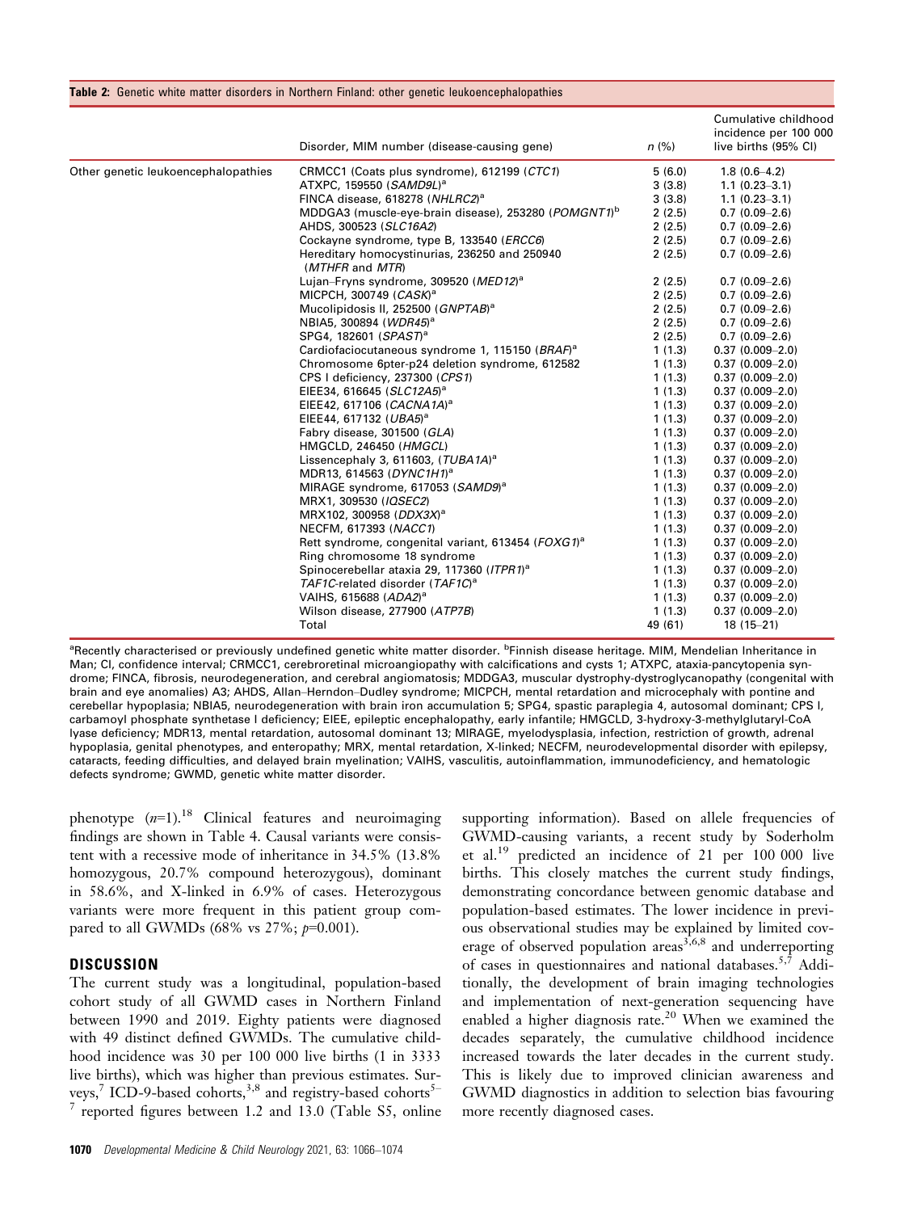**Table 2:** Genetic white matter disorders in Northern Finland: other genetic leukoencephalopathies

| | Disorder, MIM number (disease-causing gene) | n (%) | Cumulative childhood incidence per 100 000 live births (95% CI) |
|---|---|---|---|
| Other genetic leukoencephalopathies | CRMCC1 (Coats plus syndrome), 612199 (*CTC1*) | 5 (6.0) | 1.8 (0.6–4.2) |
| | ATXPC, 159550 (*SAMD9L*)[a] | 3 (3.8) | 1.1 (0.23–3.1) |
| | FINCA disease, 618278 (*NHLRC2*)[a] | 3 (3.8) | 1.1 (0.23–3.1) |
| | MDDGA3 (muscle-eye-brain disease), 253280 (*POMGNT1*)[b] | 2 (2.5) | 0.7 (0.09–2.6) |
| | AHDS, 300523 (*SLC16A2*) | 2 (2.5) | 0.7 (0.09–2.6) |
| | Cockayne syndrome, type B, 133540 (*ERCC6*) | 2 (2.5) | 0.7 (0.09–2.6) |
| | Hereditary homocystinurias, 236250 and 250940 (*MTHFR* and *MTR*) | 2 (2.5) | 0.7 (0.09–2.6) |
| | Lujan–Fryns syndrome, 309520 (*MED12*)[a] | 2 (2.5) | 0.7 (0.09–2.6) |
| | MICPCH, 300749 (*CASK*)[a] | 2 (2.5) | 0.7 (0.09–2.6) |
| | Mucolipidosis II, 252500 (*GNPTAB*)[a] | 2 (2.5) | 0.7 (0.09–2.6) |
| | NBIA5, 300894 (*WDR45*)[a] | 2 (2.5) | 0.7 (0.09–2.6) |
| | SPG4, 182601 (*SPAST*)[a] | 2 (2.5) | 0.7 (0.09–2.6) |
| | Cardiofaciocutaneous syndrome 1, 115150 (*BRAF*)[a] | 1 (1.3) | 0.37 (0.009–2.0) |
| | Chromosome 6pter-p24 deletion syndrome, 612582 | 1 (1.3) | 0.37 (0.009–2.0) |
| | CPS I deficiency, 237300 (*CPS1*) | 1 (1.3) | 0.37 (0.009–2.0) |
| | EIEE34, 616645 (*SLC12A5*)[a] | 1 (1.3) | 0.37 (0.009–2.0) |
| | EIEE42, 617106 (*CACNA1A*)[a] | 1 (1.3) | 0.37 (0.009–2.0) |
| | EIEE44, 617132 (*UBA5*)[a] | 1 (1.3) | 0.37 (0.009–2.0) |
| | Fabry disease, 301500 (*GLA*) | 1 (1.3) | 0.37 (0.009–2.0) |
| | HMGCLD, 246450 (*HMGCL*) | 1 (1.3) | 0.37 (0.009–2.0) |
| | Lissencephaly 3, 611603, (*TUBA1A*)[a] | 1 (1.3) | 0.37 (0.009–2.0) |
| | MDR13, 614563 (*DYNC1H1*)[a] | 1 (1.3) | 0.37 (0.009–2.0) |
| | MIRAGE syndrome, 617053 (*SAMD9*)[a] | 1 (1.3) | 0.37 (0.009–2.0) |
| | MRX1, 309530 (*IQSEC2*) | 1 (1.3) | 0.37 (0.009–2.0) |
| | MRX102, 300958 (*DDX3X*)[a] | 1 (1.3) | 0.37 (0.009–2.0) |
| | NECFM, 617393 (*NACC1*) | 1 (1.3) | 0.37 (0.009–2.0) |
| | Rett syndrome, congenital variant, 613454 (*FOXG1*)[a] | 1 (1.3) | 0.37 (0.009–2.0) |
| | Ring chromosome 18 syndrome | 1 (1.3) | 0.37 (0.009–2.0) |
| | Spinocerebellar ataxia 29, 117360 (*ITPR1*)[a] | 1 (1.3) | 0.37 (0.009–2.0) |
| | *TAF1C*-related disorder (*TAF1C*)[a] | 1 (1.3) | 0.37 (0.009–2.0) |
| | VAIHS, 615688 (*ADA2*)[a] | 1 (1.3) | 0.37 (0.009–2.0) |
| | Wilson disease, 277900 (*ATP7B*) | 1 (1.3) | 0.37 (0.009–2.0) |
| | Total | 49 (61) | 18 (15–21) |

[a]Recently characterised or previously undefined genetic white matter disorder. [b]Finnish disease heritage. MIM, Mendelian Inheritance in Man; CI, confidence interval; CRMCC1, cerebroretinal microangiopathy with calcifications and cysts 1; ATXPC, ataxia-pancytopenia syndrome; FINCA, fibrosis, neurodegeneration, and cerebral angiomatosis; MDDGA3, muscular dystrophy-dystroglycanopathy (congenital with brain and eye anomalies) A3; AHDS, Allan–Herndon–Dudley syndrome; MICPCH, mental retardation and microcephaly with pontine and cerebellar hypoplasia; NBIA5, neurodegeneration with brain iron accumulation 5; SPG4, spastic paraplegia 4, autosomal dominant; CPS I, carbamoyl phosphate synthetase I deficiency; EIEE, epileptic encephalopathy, early infantile; HMGCLD, 3-hydroxy-3-methylglutaryl-CoA lyase deficiency; MDR13, mental retardation, autosomal dominant 13; MIRAGE, myelodysplasia, infection, restriction of growth, adrenal hypoplasia, genital phenotypes, and enteropathy; MRX, mental retardation, X-linked; NECFM, neurodevelopmental disorder with epilepsy, cataracts, feeding difficulties, and delayed brain myelination; VAIHS, vasculitis, autoinflammation, immunodeficiency, and hematologic defects syndrome; GWMD, genetic white matter disorder.

phenotype ($n$=1).[18] Clinical features and neuroimaging findings are shown in Table 4. Causal variants were consistent with a recessive mode of inheritance in 34.5% (13.8% homozygous, 20.7% compound heterozygous), dominant in 58.6%, and X-linked in 6.9% of cases. Heterozygous variants were more frequent in this patient group compared to all GWMDs (68% vs 27%; $p$=0.001).

## DISCUSSION

The current study was a longitudinal, population-based cohort study of all GWMD cases in Northern Finland between 1990 and 2019. Eighty patients were diagnosed with 49 distinct defined GWMDs. The cumulative childhood incidence was 30 per 100 000 live births (1 in 3333 live births), which was higher than previous estimates. Surveys,[7] ICD-9-based cohorts,[3,8] and registry-based cohorts[5–7] reported figures between 1.2 and 13.0 (Table S5, online supporting information). Based on allele frequencies of GWMD-causing variants, a recent study by Soderholm et al.[19] predicted an incidence of 21 per 100 000 live births. This closely matches the current study findings, demonstrating concordance between genomic database and population-based estimates. The lower incidence in previous observational studies may be explained by limited coverage of observed population areas[3,6,8] and underreporting of cases in questionnaires and national databases.[5,7] Additionally, the development of brain imaging technologies and implementation of next-generation sequencing have enabled a higher diagnosis rate.[20] When we examined the decades separately, the cumulative childhood incidence increased towards the later decades in the current study. This is likely due to improved clinician awareness and GWMD diagnostics in addition to selection bias favouring more recently diagnosed cases.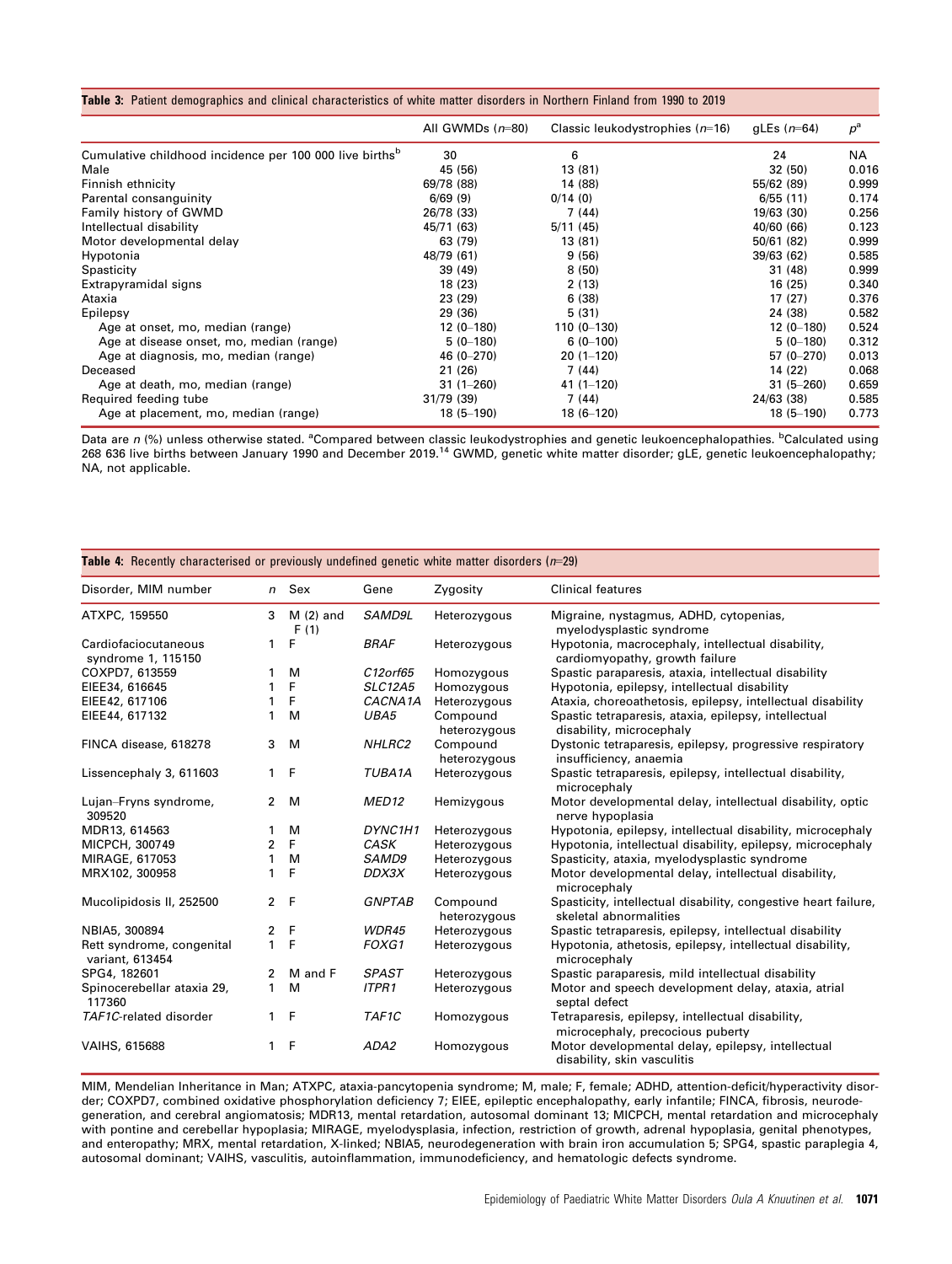**Table 3:** Patient demographics and clinical characteristics of white matter disorders in Northern Finland from 1990 to 2019

| | All GWMDs ($n$=80) | Classic leukodystrophies ($n$=16) | gLEs ($n$=64) | $p$[a] |
|---|---|---|---|---|
| Cumulative childhood incidence per 100 000 live births[b] | 30 | 6 | 24 | NA |
| Male | 45 (56) | 13 (81) | 32 (50) | 0.016 |
| Finnish ethnicity | 69/78 (88) | 14 (88) | 55/62 (89) | 0.999 |
| Parental consanguinity | 6/69 (9) | 0/14 (0) | 6/55 (11) | 0.174 |
| Family history of GWMD | 26/78 (33) | 7 (44) | 19/63 (30) | 0.256 |
| Intellectual disability | 45/71 (63) | 5/11 (45) | 40/60 (66) | 0.123 |
| Motor developmental delay | 63 (79) | 13 (81) | 50/61 (82) | 0.999 |
| Hypotonia | 48/79 (61) | 9 (56) | 39/63 (62) | 0.585 |
| Spasticity | 39 (49) | 8 (50) | 31 (48) | 0.999 |
| Extrapyramidal signs | 18 (23) | 2 (13) | 16 (25) | 0.340 |
| Ataxia | 23 (29) | 6 (38) | 17 (27) | 0.376 |
| Epilepsy | 29 (36) | 5 (31) | 24 (38) | 0.582 |
| Age at onset, mo, median (range) | 12 (0–180) | 110 (0–130) | 12 (0–180) | 0.524 |
| Age at disease onset, mo, median (range) | 5 (0–180) | 6 (0–100) | 5 (0–180) | 0.312 |
| Age at diagnosis, mo, median (range) | 46 (0–270) | 20 (1–120) | 57 (0–270) | 0.013 |
| Deceased | 21 (26) | 7 (44) | 14 (22) | 0.068 |
| Age at death, mo, median (range) | 31 (1–260) | 41 (1–120) | 31 (5–260) | 0.659 |
| Required feeding tube | 31/79 (39) | 7 (44) | 24/63 (38) | 0.585 |
| Age at placement, mo, median (range) | 18 (5–190) | 18 (6–120) | 18 (5–190) | 0.773 |

Data are $n$ (%) unless otherwise stated. [a]Compared between classic leukodystrophies and genetic leukoencephalopathies. [b]Calculated using 268 636 live births between January 1990 and December 2019.[14] GWMD, genetic white matter disorder; gLE, genetic leukoencephalopathy; NA, not applicable.

**Table 4:** Recently characterised or previously undefined genetic white matter disorders ($n$=29)

| Disorder, MIM number | $n$ | Sex | Gene | Zygosity | Clinical features |
|---|---|---|---|---|---|
| ATXPC, 159550 | 3 | M (2) and F (1) | *SAMD9L* | Heterozygous | Migraine, nystagmus, ADHD, cytopenias, myelodysplastic syndrome |
| Cardiofaciocutaneous syndrome 1, 115150 | 1 | F | *BRAF* | Heterozygous | Hypotonia, macrocephaly, intellectual disability, cardiomyopathy, growth failure |
| COXPD7, 613559 | 1 | M | *C12orf65* | Homozygous | Spastic paraparesis, ataxia, intellectual disability |
| EIEE34, 616645 | 1 | F | *SLC12A5* | Homozygous | Hypotonia, epilepsy, intellectual disability |
| EIEE42, 617106 | 1 | F | *CACNA1A* | Heterozygous | Ataxia, choreoathetosis, epilepsy, intellectual disability |
| EIEE44, 617132 | 1 | M | *UBA5* | Compound heterozygous | Spastic tetraparesis, ataxia, epilepsy, intellectual disability, microcephaly |
| FINCA disease, 618278 | 3 | M | *NHLRC2* | Compound heterozygous | Dystonic tetraparesis, epilepsy, progressive respiratory insufficiency, anaemia |
| Lissencephaly 3, 611603 | 1 | F | *TUBA1A* | Heterozygous | Spastic tetraparesis, epilepsy, intellectual disability, microcephaly |
| Lujan–Fryns syndrome, 309520 | 2 | M | *MED12* | Hemizygous | Motor developmental delay, intellectual disability, optic nerve hypoplasia |
| MDR13, 614563 | 1 | M | *DYNC1H1* | Heterozygous | Hypotonia, epilepsy, intellectual disability, microcephaly |
| MICPCH, 300749 | 2 | F | *CASK* | Heterozygous | Hypotonia, intellectual disability, epilepsy, microcephaly |
| MIRAGE, 617053 | 1 | M | *SAMD9* | Heterozygous | Spasticity, ataxia, myelodysplastic syndrome |
| MRX102, 300958 | 1 | F | *DDX3X* | Heterozygous | Motor developmental delay, intellectual disability, microcephaly |
| Mucolipidosis II, 252500 | 2 | F | *GNPTAB* | Compound heterozygous | Spasticity, intellectual disability, congestive heart failure, skeletal abnormalities |
| NBIA5, 300894 | 2 | F | *WDR45* | Heterozygous | Spastic tetraparesis, epilepsy, intellectual disability |
| Rett syndrome, congenital variant, 613454 | 1 | F | *FOXG1* | Heterozygous | Hypotonia, athetosis, epilepsy, intellectual disability, microcephaly |
| SPG4, 182601 | 2 | M and F | *SPAST* | Heterozygous | Spastic paraparesis, mild intellectual disability |
| Spinocerebellar ataxia 29, 117360 | 1 | M | *ITPR1* | Heterozygous | Motor and speech development delay, ataxia, atrial septal defect |
| *TAF1C*-related disorder | 1 | F | *TAF1C* | Homozygous | Tetraparesis, epilepsy, intellectual disability, microcephaly, precocious puberty |
| VAIHS, 615688 | 1 | F | *ADA2* | Homozygous | Motor developmental delay, epilepsy, intellectual disability, skin vasculitis |

MIM, Mendelian Inheritance in Man; ATXPC, ataxia-pancytopenia syndrome; M, male; F, female; ADHD, attention-deficit/hyperactivity disorder; COXPD7, combined oxidative phosphorylation deficiency 7; EIEE, epileptic encephalopathy, early infantile; FINCA, fibrosis, neurodegeneration, and cerebral angiomatosis; MDR13, mental retardation, autosomal dominant 13; MICPCH, mental retardation and microcephaly with pontine and cerebellar hypoplasia; MIRAGE, myelodysplasia, infection, restriction of growth, adrenal hypoplasia, genital phenotypes, and enteropathy; MRX, mental retardation, X-linked; NBIA5, neurodegeneration with brain iron accumulation 5; SPG4, spastic paraplegia 4, autosomal dominant; VAIHS, vasculitis, autoinflammation, immunodeficiency, and hematologic defects syndrome.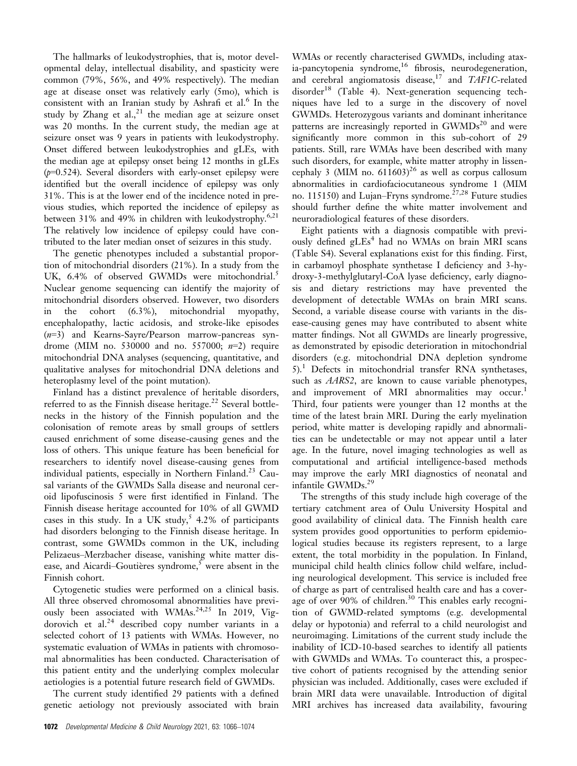The hallmarks of leukodystrophies, that is, motor developmental delay, intellectual disability, and spasticity were common (79%, 56%, and 49% respectively). The median age at disease onset was relatively early (5mo), which is consistent with an Iranian study by Ashrafi et al.[6] In the study by Zhang et al.,[21] the median age at seizure onset was 20 months. In the current study, the median age at seizure onset was 9 years in patients with leukodystrophy. Onset differed between leukodystrophies and gLEs, with the median age at epilepsy onset being 12 months in gLEs ($p$=0.524). Several disorders with early-onset epilepsy were identified but the overall incidence of epilepsy was only 31%. This is at the lower end of the incidence noted in previous studies, which reported the incidence of epilepsy as between 31% and 49% in children with leukodystrophy.[6,21] The relatively low incidence of epilepsy could have contributed to the later median onset of seizures in this study.

The genetic phenotypes included a substantial proportion of mitochondrial disorders (21%). In a study from the UK, 6.4% of observed GWMDs were mitochondrial.[5] Nuclear genome sequencing can identify the majority of mitochondrial disorders observed. However, two disorders in the cohort (6.3%), mitochondrial myopathy, encephalopathy, lactic acidosis, and stroke-like episodes ($n$=3) and Kearns-Sayre/Pearson marrow-pancreas syndrome (MIM no. 530000 and no. 557000; $n$=2) require mitochondrial DNA analyses (sequencing, quantitative, and qualitative analyses for mitochondrial DNA deletions and heteroplasmy level of the point mutation).

Finland has a distinct prevalence of heritable disorders, referred to as the Finnish disease heritage.[22] Several bottlenecks in the history of the Finnish population and the colonisation of remote areas by small groups of settlers caused enrichment of some disease-causing genes and the loss of others. This unique feature has been beneficial for researchers to identify novel disease-causing genes from individual patients, especially in Northern Finland.[23] Causal variants of the GWMDs Salla disease and neuronal ceroid lipofuscinosis 5 were first identified in Finland. The Finnish disease heritage accounted for 10% of all GWMD cases in this study. In a UK study,[5] 4.2% of participants had disorders belonging to the Finnish disease heritage. In contrast, some GWMDs common in the UK, including Pelizaeus–Merzbacher disease, vanishing white matter disease, and Aicardi–Goutières syndrome,[5] were absent in the Finnish cohort.

Cytogenetic studies were performed on a clinical basis. All three observed chromosomal abnormalities have previously been associated with WMAs.[24,25] In 2019, Vigdorovich et al.[24] described copy number variants in a selected cohort of 13 patients with WMAs. However, no systematic evaluation of WMAs in patients with chromosomal abnormalities has been conducted. Characterisation of this patient entity and the underlying complex molecular aetiologies is a potential future research field of GWMDs.

The current study identified 29 patients with a defined genetic aetiology not previously associated with brain WMAs or recently characterised GWMDs, including ataxia-pancytopenia syndrome,[16] fibrosis, neurodegeneration, and cerebral angiomatosis disease,[17] and *TAF1C*-related disorder[18] (Table 4). Next-generation sequencing techniques have led to a surge in the discovery of novel GWMDs. Heterozygous variants and dominant inheritance patterns are increasingly reported in GWMDs[20] and were significantly more common in this sub-cohort of 29 patients. Still, rare WMAs have been described with many such disorders, for example, white matter atrophy in lissencephaly 3 (MIM no. 611603)[26] as well as corpus callosum abnormalities in cardiofaciocutaneous syndrome 1 (MIM no. 115150) and Lujan–Fryns syndrome.[27,28] Future studies should further define the white matter involvement and neuroradiological features of these disorders.

Eight patients with a diagnosis compatible with previously defined gLEs[4] had no WMAs on brain MRI scans (Table S4). Several explanations exist for this finding. First, in carbamoyl phosphate synthetase I deficiency and 3-hydroxy-3-methylglutaryl-CoA lyase deficiency, early diagnosis and dietary restrictions may have prevented the development of detectable WMAs on brain MRI scans. Second, a variable disease course with variants in the disease-causing genes may have contributed to absent white matter findings. Not all GWMDs are linearly progressive, as demonstrated by episodic deterioration in mitochondrial disorders (e.g. mitochondrial DNA depletion syndrome 5).[1] Defects in mitochondrial transfer RNA synthetases, such as *AARS2*, are known to cause variable phenotypes, and improvement of MRI abnormalities may occur.[1] Third, four patients were younger than 12 months at the time of the latest brain MRI. During the early myelination period, white matter is developing rapidly and abnormalities can be undetectable or may not appear until a later age. In the future, novel imaging technologies as well as computational and artificial intelligence-based methods may improve the early MRI diagnostics of neonatal and infantile GWMDs.[29]

The strengths of this study include high coverage of the tertiary catchment area of Oulu University Hospital and good availability of clinical data. The Finnish health care system provides good opportunities to perform epidemiological studies because its registers represent, to a large extent, the total morbidity in the population. In Finland, municipal child health clinics follow child welfare, including neurological development. This service is included free of charge as part of centralised health care and has a coverage of over 90% of children.[30] This enables early recognition of GWMD-related symptoms (e.g. developmental delay or hypotonia) and referral to a child neurologist and neuroimaging. Limitations of the current study include the inability of ICD-10-based searches to identify all patients with GWMDs and WMAs. To counteract this, a prospective cohort of patients recognised by the attending senior physician was included. Additionally, cases were excluded if brain MRI data were unavailable. Introduction of digital MRI archives has increased data availability, favouring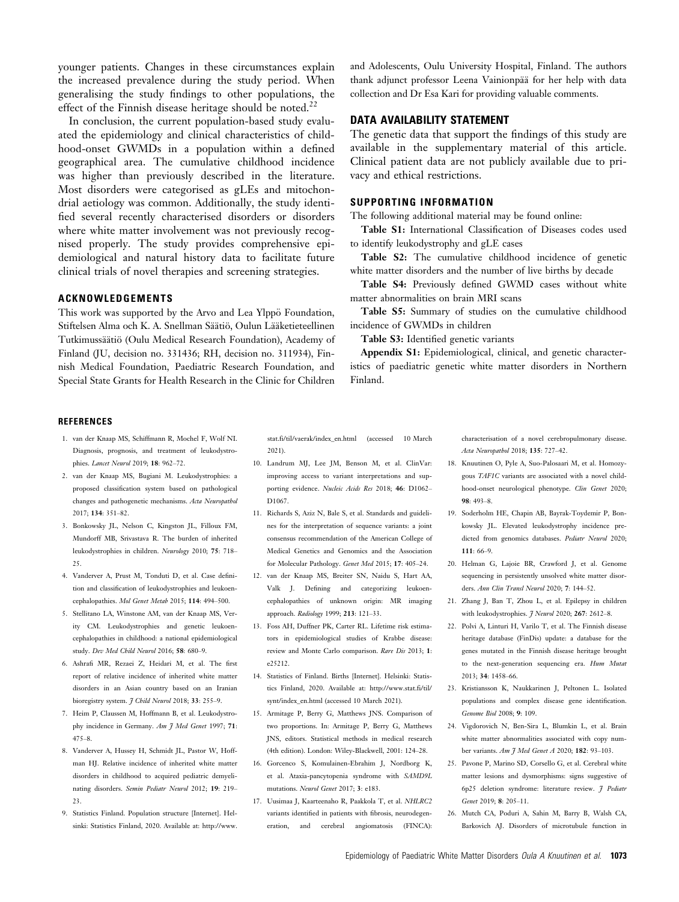younger patients. Changes in these circumstances explain the increased prevalence during the study period. When generalising the study findings to other populations, the effect of the Finnish disease heritage should be noted.[22]

In conclusion, the current population-based study evaluated the epidemiology and clinical characteristics of childhood-onset GWMDs in a population within a defined geographical area. The cumulative childhood incidence was higher than previously described in the literature. Most disorders were categorised as gLEs and mitochondrial aetiology was common. Additionally, the study identified several recently characterised disorders or disorders where white matter involvement was not previously recognised properly. The study provides comprehensive epidemiological and natural history data to facilitate future clinical trials of novel therapies and screening strategies.

## ACKNOWLEDGEMENTS

This work was supported by the Arvo and Lea Ylppö Foundation, Stiftelsen Alma och K. A. Snellman Säätiö, Oulun Lääketieteellinen Tutkimussäätiö (Oulu Medical Research Foundation), Academy of Finland (JU, decision no. 331436; RH, decision no. 311934), Finnish Medical Foundation, Paediatric Research Foundation, and Special State Grants for Health Research in the Clinic for Children and Adolescents, Oulu University Hospital, Finland. The authors thank adjunct professor Leena Vainionpää for her help with data collection and Dr Esa Kari for providing valuable comments.

## DATA AVAILABILITY STATEMENT

The genetic data that support the findings of this study are available in the supplementary material of this article. Clinical patient data are not publicly available due to privacy and ethical restrictions.

## SUPPORTING INFORMATION

The following additional material may be found online:

**Table S1:** International Classification of Diseases codes used to identify leukodystrophy and gLE cases

**Table S2:** The cumulative childhood incidence of genetic white matter disorders and the number of live births by decade

**Table S4:** Previously defined GWMD cases without white matter abnormalities on brain MRI scans

**Table S5:** Summary of studies on the cumulative childhood incidence of GWMDs in children

**Table S3:** Identified genetic variants

**Appendix S1:** Epidemiological, clinical, and genetic characteristics of paediatric genetic white matter disorders in Northern Finland.

## REFERENCES

1. van der Knaap MS, Schiffmann R, Mochel F, Wolf NI. Diagnosis, prognosis, and treatment of leukodystrophies. *Lancet Neurol* 2019; **18**: 962–72.
2. van der Knaap MS, Bugiani M. Leukodystrophies: a proposed classification system based on pathological changes and pathogenetic mechanisms. *Acta Neuropathol* 2017; **134**: 351–82.
3. Bonkowsky JL, Nelson C, Kingston JL, Filloux FM, Mundorff MB, Srivastava R. The burden of inherited leukodystrophies in children. *Neurology* 2010; **75**: 718–25.
4. Vanderver A, Prust M, Tonduti D, et al. Case definition and classification of leukodystrophies and leukoencephalopathies. *Mol Genet Metab* 2015; **114**: 494–500.
5. Stellitano LA, Winstone AM, van der Knaap MS, Verity CM. Leukodystrophies and genetic leukoencephalopathies in childhood: a national epidemiological study. *Dev Med Child Neurol* 2016; **58**: 680–9.
6. Ashrafi MR, Rezaei Z, Heidari M, et al. The first report of relative incidence of inherited white matter disorders in an Asian country based on an Iranian bioregistry system. *J Child Neurol* 2018; **33**: 255–9.
7. Heim P, Claussen M, Hoffmann B, et al. Leukodystrophy incidence in Germany. *Am J Med Genet* 1997; **71**: 475–8.
8. Vanderver A, Hussey H, Schmidt JL, Pastor W, Hoffman HJ. Relative incidence of inherited white matter disorders in childhood to acquired pediatric demyelinating disorders. *Semin Pediatr Neurol* 2012; **19**: 219–23.
9. Statistics Finland. Population structure [Internet]. Helsinki: Statistics Finland, 2020. Available at: http://www.stat.fi/til/vaerak/index_en.html (accessed 10 March 2021).
10. Landrum MJ, Lee JM, Benson M, et al. ClinVar: improving access to variant interpretations and supporting evidence. *Nucleic Acids Res* 2018; **46**: D1062–D1067.
11. Richards S, Aziz N, Bale S, et al. Standards and guidelines for the interpretation of sequence variants: a joint consensus recommendation of the American College of Medical Genetics and Genomics and the Association for Molecular Pathology. *Genet Med* 2015; **17**: 405–24.
12. van der Knaap MS, Breiter SN, Naidu S, Hart AA, Valk J. Defining and categorizing leukoencephalopathies of unknown origin: MR imaging approach. *Radiology* 1999; **213**: 121–33.
13. Foss AH, Duffner PK, Carter RL. Lifetime risk estimators in epidemiological studies of Krabbe disease: review and Monte Carlo comparison. *Rare Dis* 2013; **1**: e25212.
14. Statistics of Finland. Births [Internet]. Helsinki: Statistics Finland, 2020. Available at: http://www.stat.fi/til/synt/index_en.html (accessed 10 March 2021).
15. Armitage P, Berry G, Matthews JNS. Comparison of two proportions. In: Armitage P, Berry G, Matthews JNS, editors. Statistical methods in medical research (4th edition). London: Wiley-Blackwell, 2001: 124–28.
16. Gorcenco S, Komulainen-Ebrahim J, Nordborg K, et al. Ataxia-pancytopenia syndrome with *SAMD9L* mutations. *Neurol Genet* 2017; **3**: e183.
17. Uusimaa J, Kaarteenaho R, Paakkola T, et al. *NHLRC2* variants identified in patients with fibrosis, neurodegeneration, and cerebral angiomatosis (FINCA): characterisation of a novel cerebropulmonary disease. *Acta Neuropathol* 2018; **135**: 727–42.
18. Knuutinen O, Pyle A, Suo-Palosaari M, et al. Homozygous *TAF1C* variants are associated with a novel childhood-onset neurological phenotype. *Clin Genet* 2020; **98**: 493–8.
19. Soderholm HE, Chapin AB, Bayrak-Toydemir P, Bonkowsky JL. Elevated leukodystrophy incidence predicted from genomics databases. *Pediatr Neurol* 2020; **111**: 66–9.
20. Helman G, Lajoie BR, Crawford J, et al. Genome sequencing in persistently unsolved white matter disorders. *Ann Clin Transl Neurol* 2020; **7**: 144–52.
21. Zhang J, Ban T, Zhou L, et al. Epilepsy in children with leukodystrophies. *J Neurol* 2020; **267**: 2612–8.
22. Polvi A, Linturi H, Varilo T, et al. The Finnish disease heritage database (FinDis) update: a database for the genes mutated in the Finnish disease heritage brought to the next-generation sequencing era. *Hum Mutat* 2013; **34**: 1458–66.
23. Kristiansson K, Naukkarinen J, Peltonen L. Isolated populations and complex disease gene identification. *Genome Biol* 2008; **9**: 109.
24. Vigdorovich N, Ben-Sira L, Blumkin L, et al. Brain white matter abnormalities associated with copy number variants. *Am J Med Genet A* 2020; **182**: 93–103.
25. Pavone P, Marino SD, Corsello G, et al. Cerebral white matter lesions and dysmorphisms: signs suggestive of 6p25 deletion syndrome: literature review. *J Pediatr Genet* 2019; **8**: 205–11.
26. Mutch CA, Poduri A, Sahin M, Barry B, Walsh CA, Barkovich AJ. Disorders of microtubule function in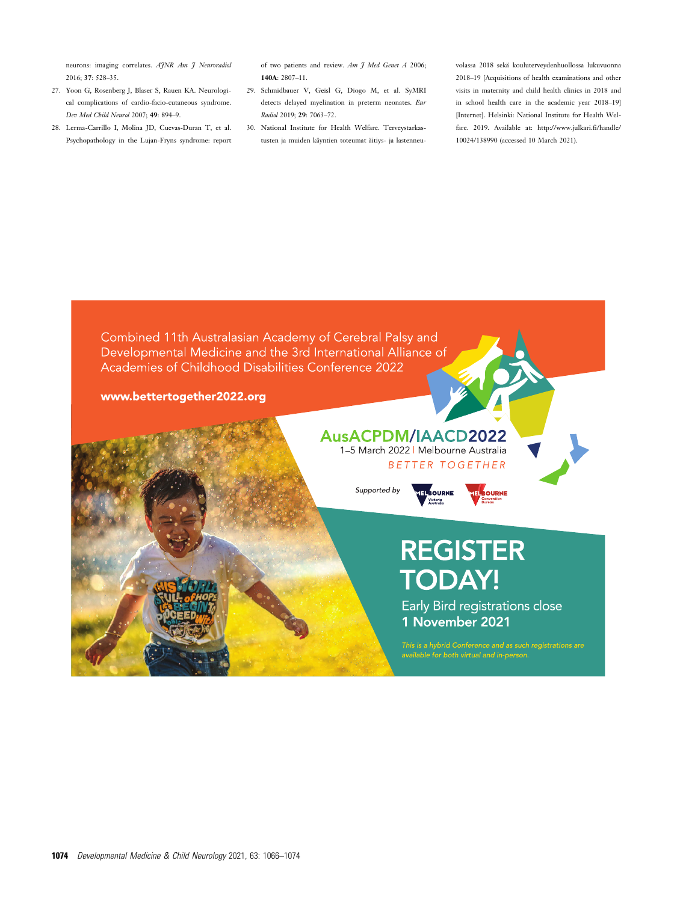neurons: imaging correlates. *AJNR Am J Neuroradiol* 2016; **37**: 528–35.

27. Yoon G, Rosenberg J, Blaser S, Rauen KA. Neurological complications of cardio-facio-cutaneous syndrome. *Dev Med Child Neurol* 2007; **49**: 894–9.
28. Lerma-Carrillo I, Molina JD, Cuevas-Duran T, et al. Psychopathology in the Lujan-Fryns syndrome: report of two patients and review. *Am J Med Genet A* 2006; **140A**: 2807–11.
29. Schmidbauer V, Geisl G, Diogo M, et al. SyMRI detects delayed myelination in preterm neonates. *Eur Radiol* 2019; **29**: 7063–72.
30. National Institute for Health Welfare. Terveystarkastusten ja muiden käyntien toteumat äitiys- ja lastenneuvolassa 2018 sekä kouluterveydenhuollossa lukuvuonna 2018–19 [Acquisitions of health examinations and other visits in maternity and child health clinics in 2018 and in school health care in the academic year 2018–19] [Internet]. Helsinki: National Institute for Health Welfare. 2019. Available at: http://www.julkari.fi/handle/10024/138990 (accessed 10 March 2021).

Combined 11th Australasian Academy of Cerebral Palsy and Developmental Medicine and the 3rd International Alliance of Academies of Childhood Disabilities Conference 2022

**www.bettertogether2022.org**

**AusACPDM/IAACD2022**

1–5 March 2022 | Melbourne Australia

BETTER TOGETHER

*Supported by*

**REGISTER TODAY!**

Early Bird registrations close **1 November 2021**

*This is a hybrid Conference and as such registrations are available for both virtual and in-person.*